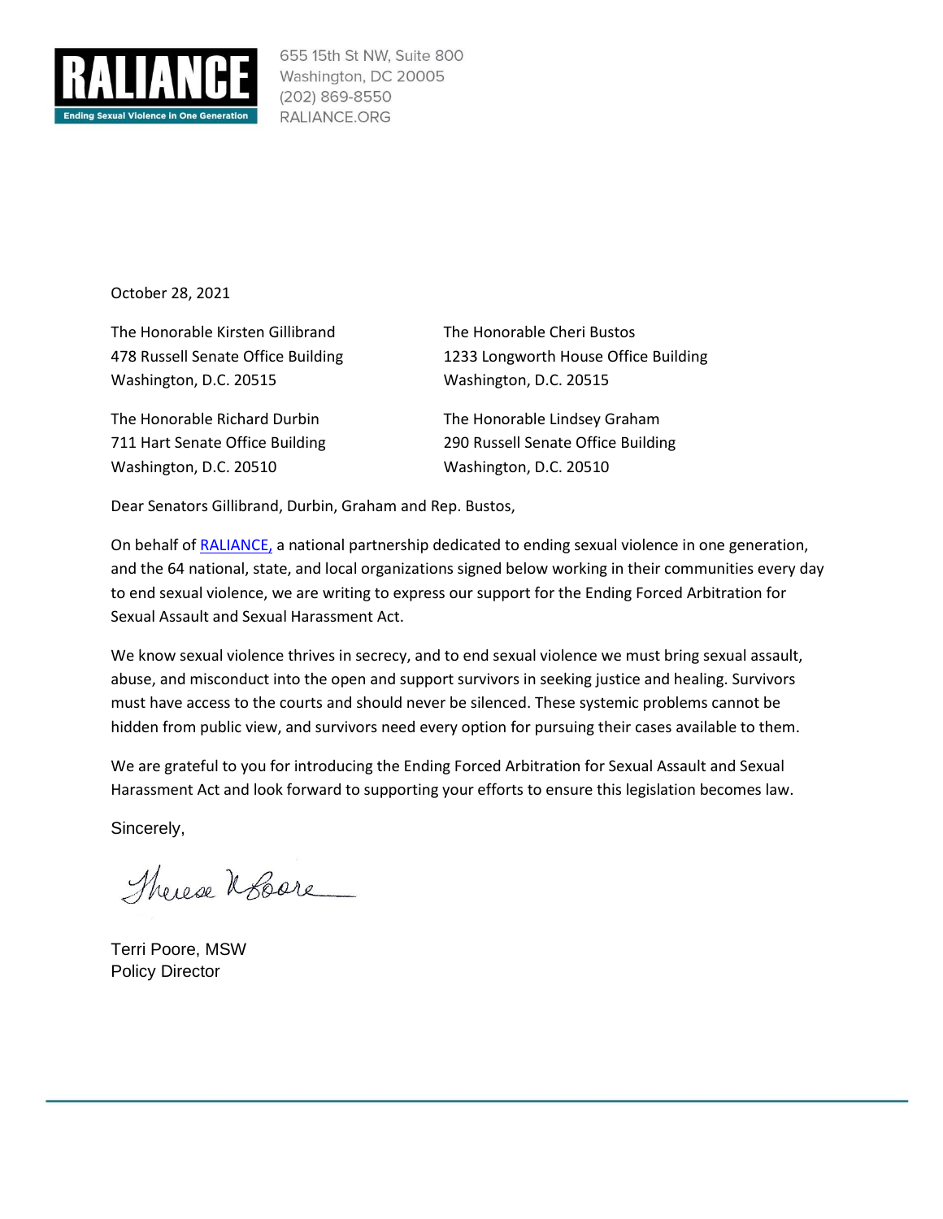**RALIANCE**
Ending Sexual Violence in One Generation

655 15th St NW, Suite 800
Washington, DC 20005
(202) 869-8550
RALIANCE.ORG

October 28, 2021

The Honorable Kirsten Gillibrand
478 Russell Senate Office Building
Washington, D.C. 20515

The Honorable Cheri Bustos
1233 Longworth House Office Building
Washington, D.C. 20515

The Honorable Richard Durbin
711 Hart Senate Office Building
Washington, D.C. 20510

The Honorable Lindsey Graham
290 Russell Senate Office Building
Washington, D.C. 20510

Dear Senators Gillibrand, Durbin, Graham and Rep. Bustos,

On behalf of RALIANCE, a national partnership dedicated to ending sexual violence in one generation, and the 64 national, state, and local organizations signed below working in their communities every day to end sexual violence, we are writing to express our support for the Ending Forced Arbitration for Sexual Assault and Sexual Harassment Act.

We know sexual violence thrives in secrecy, and to end sexual violence we must bring sexual assault, abuse, and misconduct into the open and support survivors in seeking justice and healing. Survivors must have access to the courts and should never be silenced. These systemic problems cannot be hidden from public view, and survivors need every option for pursuing their cases available to them.

We are grateful to you for introducing the Ending Forced Arbitration for Sexual Assault and Sexual Harassment Act and look forward to supporting your efforts to ensure this legislation becomes law.

Sincerely,

Terri Poore, MSW
Policy Director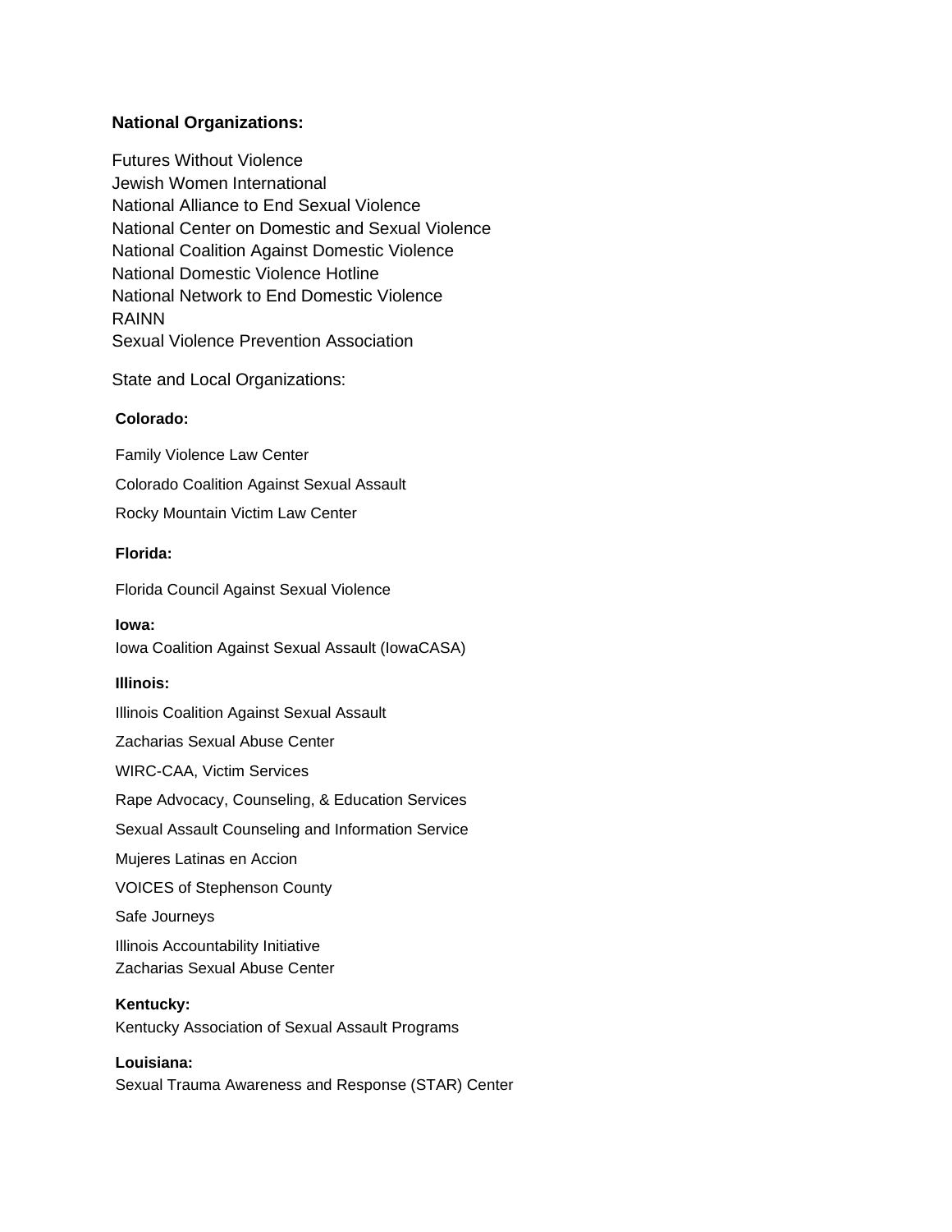**National Organizations:**

Futures Without Violence
Jewish Women International
National Alliance to End Sexual Violence
National Center on Domestic and Sexual Violence
National Coalition Against Domestic Violence
National Domestic Violence Hotline
National Network to End Domestic Violence
RAINN
Sexual Violence Prevention Association

State and Local Organizations:

**Colorado:**

Family Violence Law Center

Colorado Coalition Against Sexual Assault

Rocky Mountain Victim Law Center

**Florida:**

Florida Council Against Sexual Violence

**Iowa:**
Iowa Coalition Against Sexual Assault (IowaCASA)

**Illinois:**

Illinois Coalition Against Sexual Assault

Zacharias Sexual Abuse Center

WIRC-CAA, Victim Services

Rape Advocacy, Counseling, & Education Services

Sexual Assault Counseling and Information Service

Mujeres Latinas en Accion

VOICES of Stephenson County

Safe Journeys

Illinois Accountability Initiative
Zacharias Sexual Abuse Center

**Kentucky:**
Kentucky Association of Sexual Assault Programs

**Louisiana:**
Sexual Trauma Awareness and Response (STAR) Center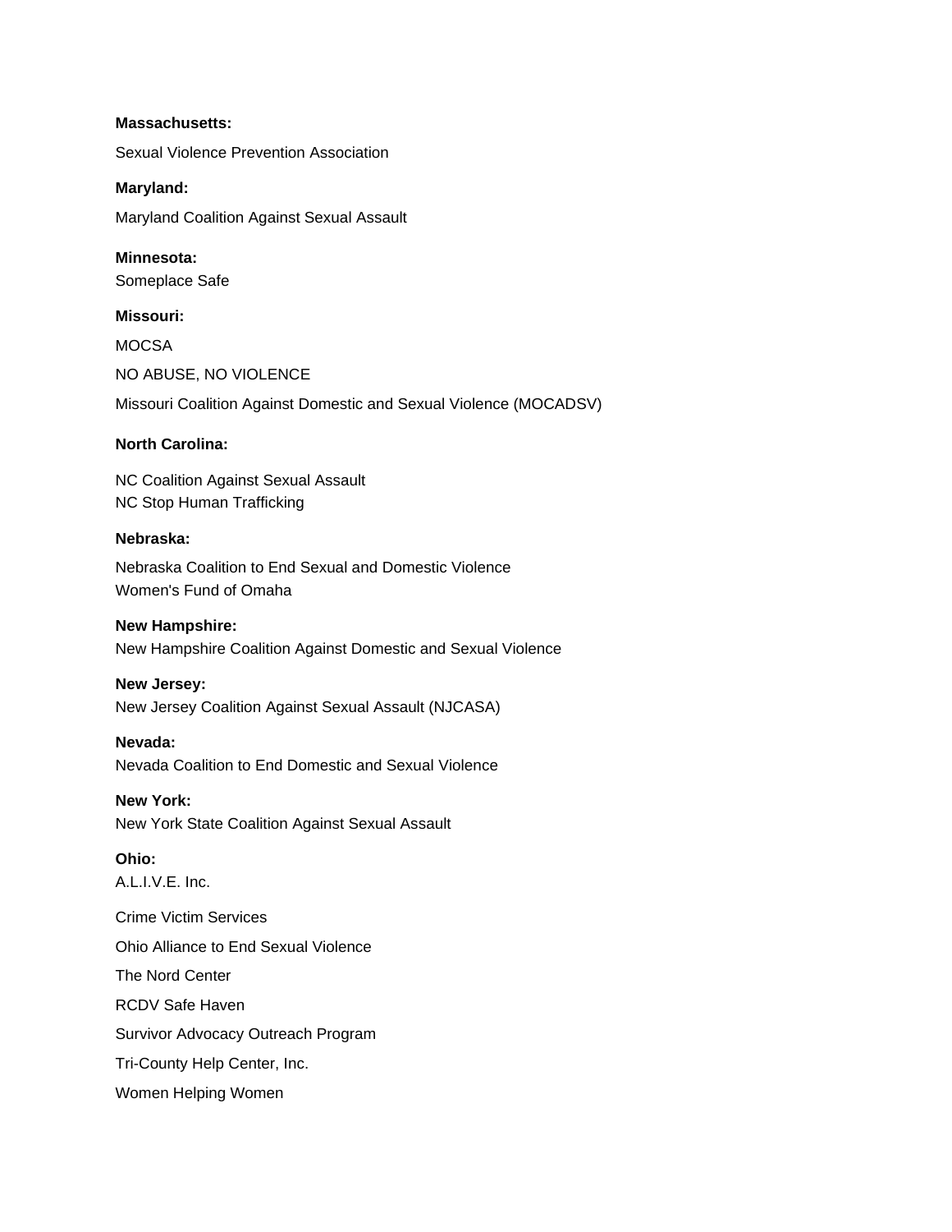**Massachusetts:**

Sexual Violence Prevention Association

**Maryland:**

Maryland Coalition Against Sexual Assault

**Minnesota:**

Someplace Safe

**Missouri:**

MOCSA

NO ABUSE, NO VIOLENCE

Missouri Coalition Against Domestic and Sexual Violence (MOCADSV)

**North Carolina:**

NC Coalition Against Sexual Assault

NC Stop Human Trafficking

**Nebraska:**

Nebraska Coalition to End Sexual and Domestic Violence

Women's Fund of Omaha

**New Hampshire:**

New Hampshire Coalition Against Domestic and Sexual Violence

**New Jersey:**

New Jersey Coalition Against Sexual Assault (NJCASA)

**Nevada:**

Nevada Coalition to End Domestic and Sexual Violence

**New York:**

New York State Coalition Against Sexual Assault

**Ohio:**

A.L.I.V.E. Inc.

Crime Victim Services

Ohio Alliance to End Sexual Violence

The Nord Center

RCDV Safe Haven

Survivor Advocacy Outreach Program

Tri-County Help Center, Inc.

Women Helping Women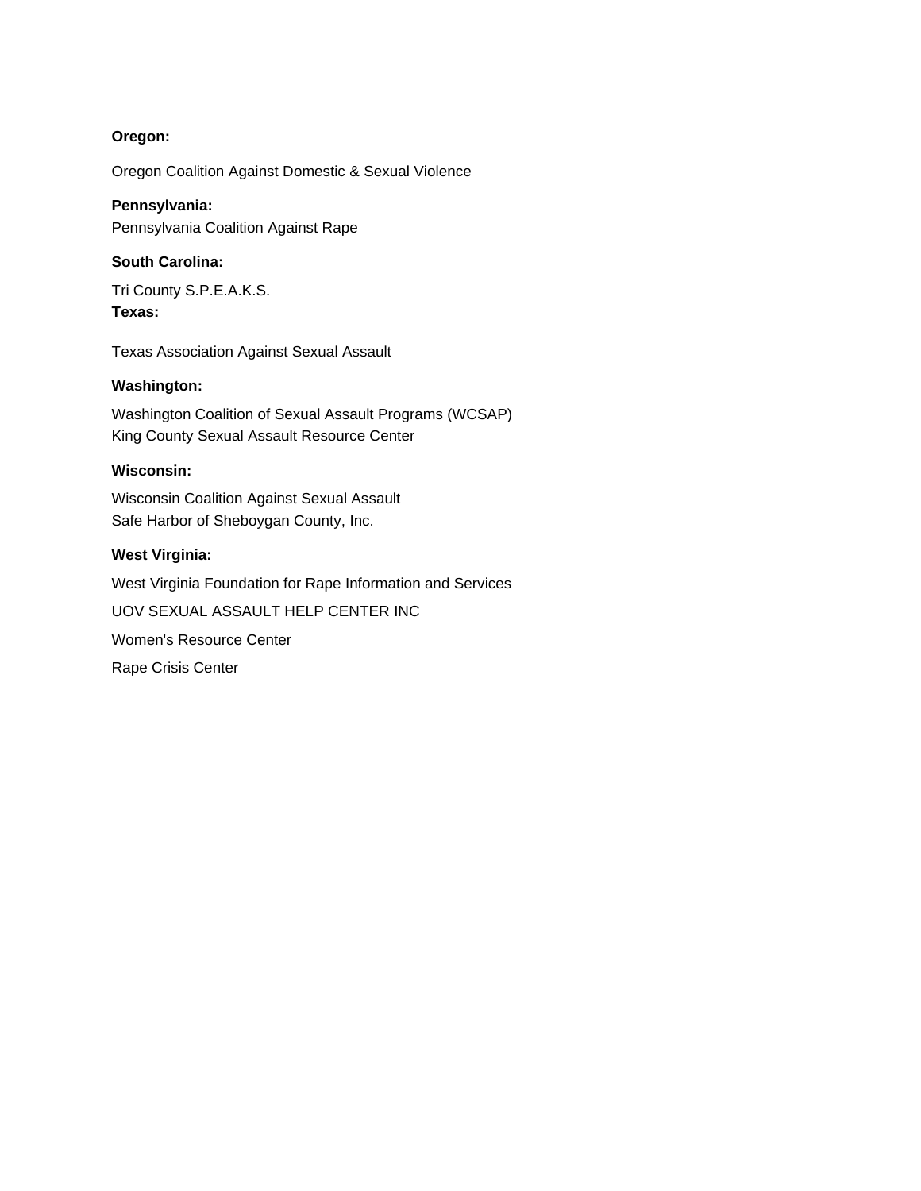**Oregon:**

Oregon Coalition Against Domestic & Sexual Violence

**Pennsylvania:**

Pennsylvania Coalition Against Rape

**South Carolina:**

Tri County S.P.E.A.K.S.

**Texas:**

Texas Association Against Sexual Assault

**Washington:**

Washington Coalition of Sexual Assault Programs (WCSAP)
King County Sexual Assault Resource Center

**Wisconsin:**

Wisconsin Coalition Against Sexual Assault
Safe Harbor of Sheboygan County, Inc.

**West Virginia:**

West Virginia Foundation for Rape Information and Services

UOV SEXUAL ASSAULT HELP CENTER INC

Women's Resource Center

Rape Crisis Center